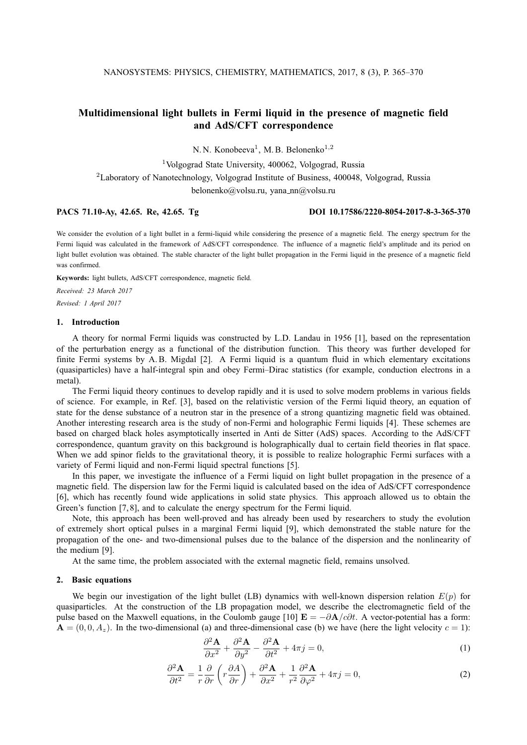# Multidimensional light bullets in Fermi liquid in the presence of magnetic field and AdS/CFT correspondence

N. N. Konobeeva[1], M. B. Belonenko[1,2]

[1]Volgograd State University, 400062, Volgograd, Russia

[2]Laboratory of Nanotechnology, Volgograd Institute of Business, 400048, Volgograd, Russia

belonenko@volsu.ru, yana_nn@volsu.ru

**PACS 71.10-Ay, 42.65. Re, 42.65. Tg** **DOI 10.17586/2220-8054-2017-8-3-365-370**

We consider the evolution of a light bullet in a fermi-liquid while considering the presence of a magnetic field. The energy spectrum for the Fermi liquid was calculated in the framework of AdS/CFT correspondence. The influence of a magnetic field's amplitude and its period on light bullet evolution was obtained. The stable character of the light bullet propagation in the Fermi liquid in the presence of a magnetic field was confirmed.

**Keywords:** light bullets, AdS/CFT correspondence, magnetic field.

*Received: 23 March 2017*

*Revised: 1 April 2017*

## 1. Introduction

A theory for normal Fermi liquids was constructed by L.D. Landau in 1956 [1], based on the representation of the perturbation energy as a functional of the distribution function. This theory was further developed for finite Fermi systems by A. B. Migdal [2]. A Fermi liquid is a quantum fluid in which elementary excitations (quasiparticles) have a half-integral spin and obey Fermi–Dirac statistics (for example, conduction electrons in a metal).

The Fermi liquid theory continues to develop rapidly and it is used to solve modern problems in various fields of science. For example, in Ref. [3], based on the relativistic version of the Fermi liquid theory, an equation of state for the dense substance of a neutron star in the presence of a strong quantizing magnetic field was obtained. Another interesting research area is the study of non-Fermi and holographic Fermi liquids [4]. These schemes are based on charged black holes asymptotically inserted in Anti de Sitter (AdS) spaces. According to the AdS/CFT correspondence, quantum gravity on this background is holographically dual to certain field theories in flat space. When we add spinor fields to the gravitational theory, it is possible to realize holographic Fermi surfaces with a variety of Fermi liquid and non-Fermi liquid spectral functions [5].

In this paper, we investigate the influence of a Fermi liquid on light bullet propagation in the presence of a magnetic field. The dispersion law for the Fermi liquid is calculated based on the idea of AdS/CFT correspondence [6], which has recently found wide applications in solid state physics. This approach allowed us to obtain the Green's function [7, 8], and to calculate the energy spectrum for the Fermi liquid.

Note, this approach has been well-proved and has already been used by researchers to study the evolution of extremely short optical pulses in a marginal Fermi liquid [9], which demonstrated the stable nature for the propagation of the one- and two-dimensional pulses due to the balance of the dispersion and the nonlinearity of the medium [9].

At the same time, the problem associated with the external magnetic field, remains unsolved.

## 2. Basic equations

We begin our investigation of the light bullet (LB) dynamics with well-known dispersion relation $E(p)$ for quasiparticles. At the construction of the LB propagation model, we describe the electromagnetic field of the pulse based on the Maxwell equations, in the Coulomb gauge [10] $\mathbf{E} = -\partial \mathbf{A}/c\partial t$. A vector-potential has a form: $\mathbf{A} = (0, 0, A_z)$. In the two-dimensional (a) and three-dimensional case (b) we have (here the light velocity $c = 1$):

$$\frac{\partial^2 \mathbf{A}}{\partial x^2} + \frac{\partial^2 \mathbf{A}}{\partial y^2} - \frac{\partial^2 \mathbf{A}}{\partial t^2} + 4\pi j = 0, \tag{1}$$

$$\frac{\partial^2 \mathbf{A}}{\partial t^2} = \frac{1}{r}\frac{\partial}{\partial r}\left(r\frac{\partial A}{\partial r}\right) + \frac{\partial^2 \mathbf{A}}{\partial x^2} + \frac{1}{r^2}\frac{\partial^2 \mathbf{A}}{\partial \varphi^2} + 4\pi j = 0, \tag{2}$$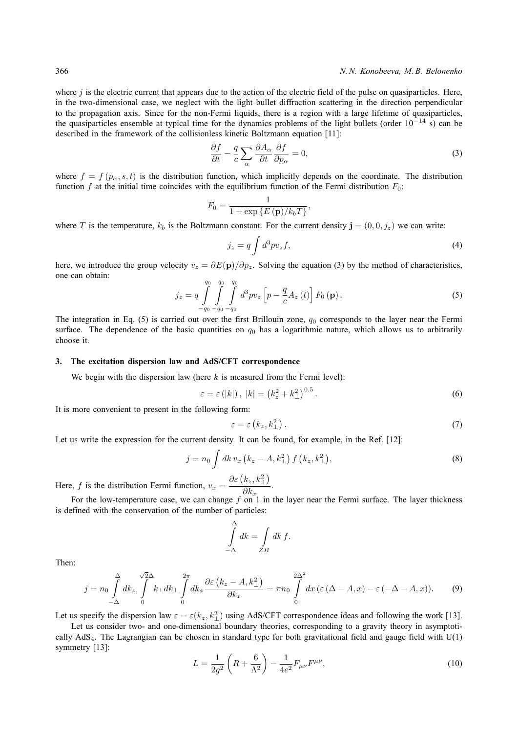where $j$ is the electric current that appears due to the action of the electric field of the pulse on quasiparticles. Here, in the two-dimensional case, we neglect with the light bullet diffraction scattering in the direction perpendicular to the propagation axis. Since for the non-Fermi liquids, there is a region with a large lifetime of quasiparticles, the quasiparticles ensemble at typical time for the dynamics problems of the light bullets (order $10^{-14}$ s) can be described in the framework of the collisionless kinetic Boltzmann equation [11]:

$$\frac{\partial f}{\partial t} - \frac{q}{c}\sum_{\alpha}\frac{\partial A_\alpha}{\partial t}\frac{\partial f}{\partial p_\alpha} = 0, \tag{3}$$

where $f = f(p_\alpha, s, t)$ is the distribution function, which implicitly depends on the coordinate. The distribution function $f$ at the initial time coincides with the equilibrium function of the Fermi distribution $F_0$:

$$F_0 = \frac{1}{1+\exp\{E(\mathbf{p})/k_b T\}},$$

where $T$ is the temperature, $k_b$ is the Boltzmann constant. For the current density $\mathbf{j} = (0, 0, j_z)$ we can write:

$$j_z = q\int d^3 p v_z f, \tag{4}$$

here, we introduce the group velocity $v_z = \partial E(\mathbf{p})/\partial p_z$. Solving the equation (3) by the method of characteristics, one can obtain:

$$j_z = q\int_{-q_0}^{q_0}\int_{-q_0}^{q_0}\int_{-q_0}^{q_0} d^3 p v_z\left[p - \frac{q}{c}A_z(t)\right]F_0(\mathbf{p}). \tag{5}$$

The integration in Eq. (5) is carried out over the first Brillouin zone, $q_0$ corresponds to the layer near the Fermi surface. The dependence of the basic quantities on $q_0$ has a logarithmic nature, which allows us to arbitrarily choose it.

### 3. The excitation dispersion law and AdS/CFT correspondence

We begin with the dispersion law (here $k$ is measured from the Fermi level):

$$\varepsilon = \varepsilon(|k|),\ |k| = \left(k_z^2 + k_\perp^2\right)^{0.5}. \tag{6}$$

It is more convenient to present in the following form:

$$\varepsilon = \varepsilon\left(k_z, k_\perp^2\right). \tag{7}$$

Let us write the expression for the current density. It can be found, for example, in the Ref. [12]:

$$j = n_0\int dk\, v_x\left(k_z - A, k_\perp^2\right) f\left(k_z, k_\perp^2\right), \tag{8}$$

Here, $f$ is the distribution Fermi function, $v_x = \dfrac{\partial\varepsilon\left(k_z, k_\perp^2\right)}{\partial k_x}$.

For the low-temperature case, we can change $f$ on 1 in the layer near the Fermi surface. The layer thickness is defined with the conservation of the number of particles:

$$\int_{-\Delta}^{\Delta} dk = \int_{ZB} dk\, f.$$

Then:

$$j = n_0\int_{-\Delta}^{\Delta} dk_z\int_0^{\sqrt{2}\Delta} k_\perp dk_\perp\int_0^{2\pi} dk_\phi\frac{\partial\varepsilon\left(k_z - A, k_\perp^2\right)}{\partial k_x} = \pi n_0\int_0^{2\Delta^2} dx\left(\varepsilon(\Delta - A, x) - \varepsilon(-\Delta - A, x)\right). \tag{9}$$

Let us specify the dispersion law $\varepsilon = \varepsilon(k_z, k_\perp^2)$ using AdS/CFT correspondence ideas and following the work [13].

Let us consider two- and one-dimensional boundary theories, corresponding to a gravity theory in asymptotically $AdS_4$. The Lagrangian can be chosen in standard type for both gravitational field and gauge field with U(1) symmetry [13]:

$$L = \frac{1}{2g^2}\left(R + \frac{6}{\Lambda^2}\right) - \frac{1}{4e^2}F_{\mu\nu}F^{\mu\nu}, \tag{10}$$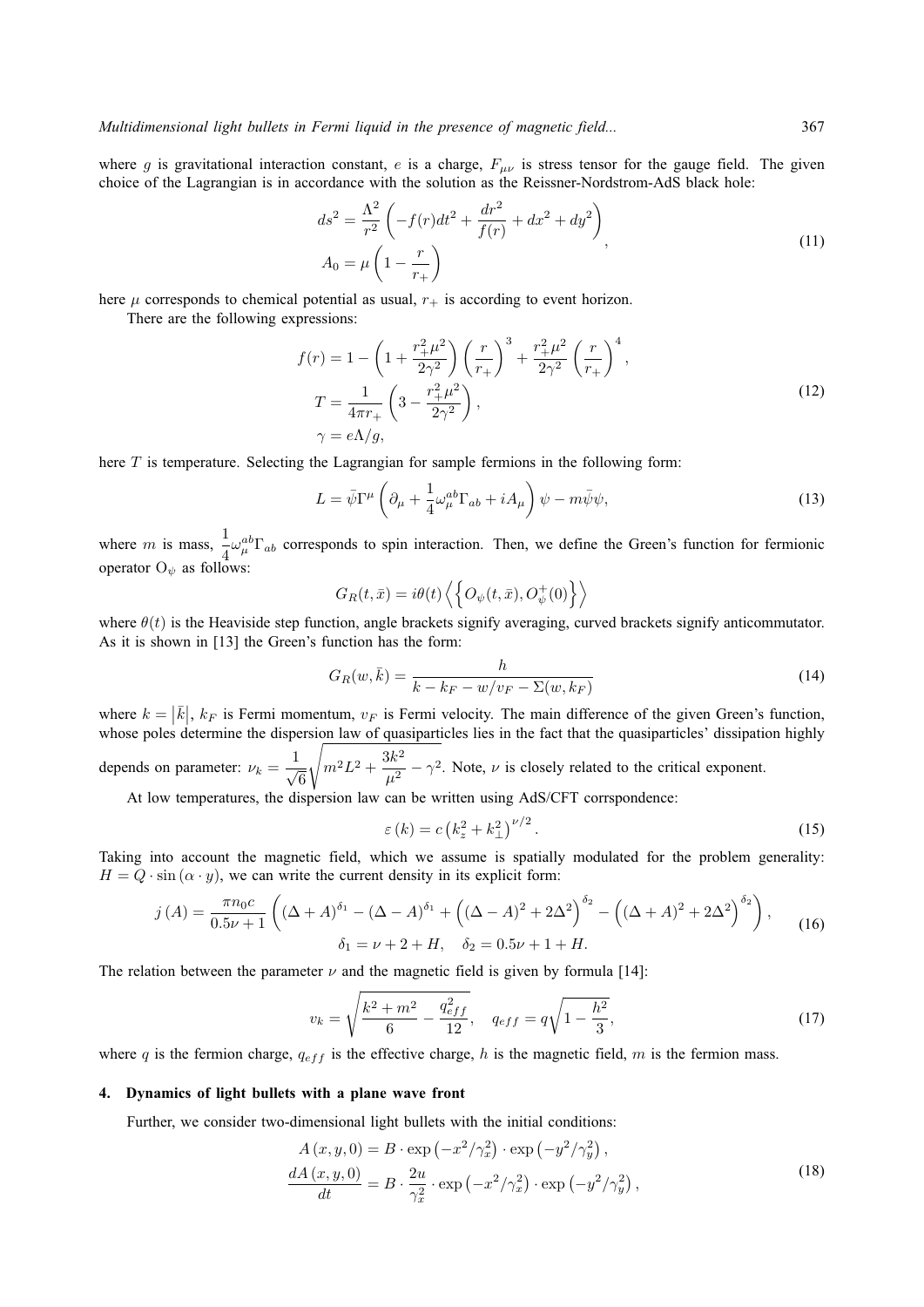where $g$ is gravitational interaction constant, $e$ is a charge, $F_{\mu\nu}$ is stress tensor for the gauge field. The given choice of the Lagrangian is in accordance with the solution as the Reissner-Nordstrom-AdS black hole:

$$
\begin{gathered}
ds^2 = \frac{\Lambda^2}{r^2}\left(-f(r)dt^2 + \frac{dr^2}{f(r)} + dx^2 + dy^2\right) \\
A_0 = \mu\left(1 - \frac{r}{r_+}\right)
\end{gathered}, \tag{11}
$$

here $\mu$ corresponds to chemical potential as usual, $r_+$ is according to event horizon.

There are the following expressions:

$$
\begin{gathered}
f(r) = 1 - \left(1 + \frac{r_+^2\mu^2}{2\gamma^2}\right)\left(\frac{r}{r_+}\right)^3 + \frac{r_+^2\mu^2}{2\gamma^2}\left(\frac{r}{r_+}\right)^4, \\
T = \frac{1}{4\pi r_+}\left(3 - \frac{r_+^2\mu^2}{2\gamma^2}\right), \\
\gamma = e\Lambda/g,
\end{gathered} \tag{12}
$$

here $T$ is temperature. Selecting the Lagrangian for sample fermions in the following form:

$$
L = \bar{\psi}\Gamma^\mu\left(\partial_\mu + \frac{1}{4}\omega_\mu^{ab}\Gamma_{ab} + iA_\mu\right)\psi - m\bar{\psi}\psi, \tag{13}
$$

where $m$ is mass, $\dfrac{1}{4}\omega_\mu^{ab}\Gamma_{ab}$ corresponds to spin interaction. Then, we define the Green's function for fermionic operator $O_\psi$ as follows:

$$
G_R(t,\bar{x}) = i\theta(t)\left\langle\left\{O_\psi(t,\bar{x}), O_\psi^+(0)\right\}\right\rangle
$$

where $\theta(t)$ is the Heaviside step function, angle brackets signify averaging, curved brackets signify anticommutator. As it is shown in [13] the Green's function has the form:

$$
G_R(w,\bar{k}) = \frac{h}{k - k_F - w/v_F - \Sigma(w,k_F)} \tag{14}
$$

where $k = \left|\bar{k}\right|$, $k_F$ is Fermi momentum, $v_F$ is Fermi velocity. The main difference of the given Green's function, whose poles determine the dispersion law of quasiparticles lies in the fact that the quasiparticles' dissipation highly depends on parameter: $\nu_k = \dfrac{1}{\sqrt{6}}\sqrt{m^2L^2 + \dfrac{3k^2}{\mu^2} - \gamma^2}$. Note, $\nu$ is closely related to the critical exponent.

At low temperatures, the dispersion law can be written using AdS/CFT corrspondence:

$$
\varepsilon(k) = c\left(k_z^2 + k_\perp^2\right)^{\nu/2}. \tag{15}
$$

Taking into account the magnetic field, which we assume is spatially modulated for the problem generality: $H = Q \cdot \sin(\alpha \cdot y)$, we can write the current density in its explicit form:

$$
\begin{gathered}
j(A) = \frac{\pi n_0 c}{0.5\nu + 1}\left((\Delta + A)^{\delta_1} - (\Delta - A)^{\delta_1} + \left((\Delta - A)^2 + 2\Delta^2\right)^{\delta_2} - \left((\Delta + A)^2 + 2\Delta^2\right)^{\delta_2}\right), \\
\delta_1 = \nu + 2 + H, \quad \delta_2 = 0.5\nu + 1 + H.
\end{gathered} \tag{16}
$$

The relation between the parameter $\nu$ and the magnetic field is given by formula [14]:

$$
v_k = \sqrt{\frac{k^2 + m^2}{6} - \frac{q_{eff}^2}{12}}, \quad q_{eff} = q\sqrt{1 - \frac{h^2}{3}}, \tag{17}
$$

where $q$ is the fermion charge, $q_{eff}$ is the effective charge, $h$ is the magnetic field, $m$ is the fermion mass.

## 4. Dynamics of light bullets with a plane wave front

Further, we consider two-dimensional light bullets with the initial conditions:

$$
\begin{gathered}
A(x,y,0) = B \cdot \exp\left(-x^2/\gamma_x^2\right) \cdot \exp\left(-y^2/\gamma_y^2\right), \\
\frac{dA(x,y,0)}{dt} = B \cdot \frac{2u}{\gamma_x^2} \cdot \exp\left(-x^2/\gamma_x^2\right) \cdot \exp\left(-y^2/\gamma_y^2\right),
\end{gathered} \tag{18}
$$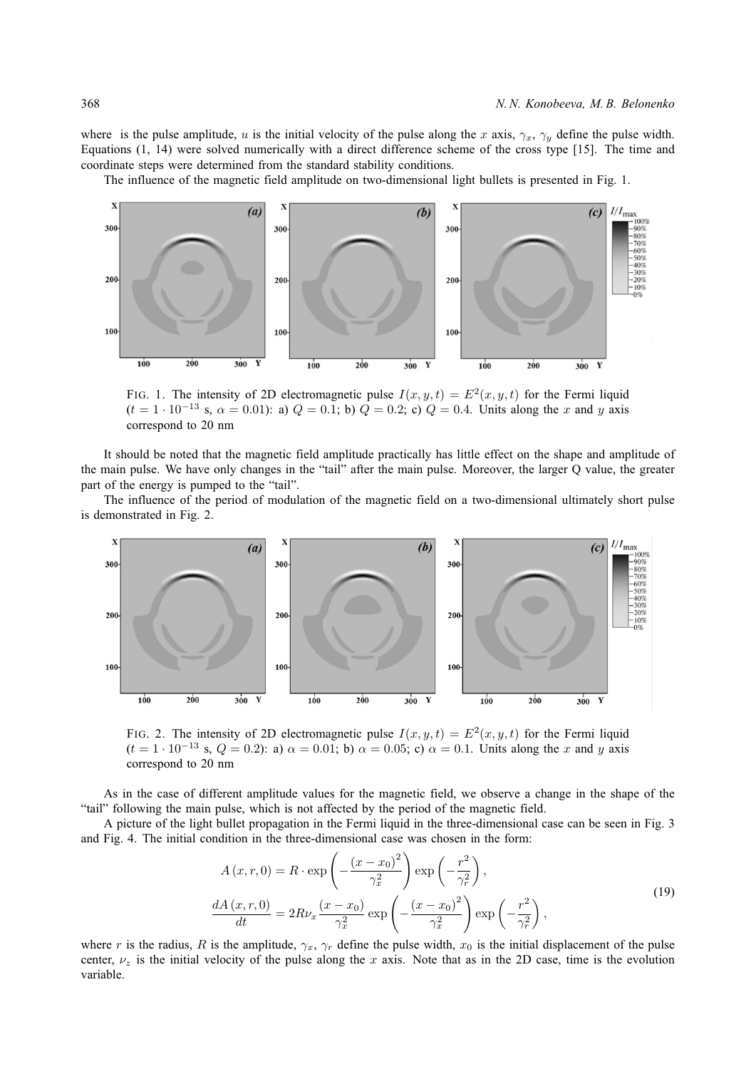where  is the pulse amplitude, $u$ is the initial velocity of the pulse along the $x$ axis, $\gamma_x$, $\gamma_y$ define the pulse width. Equations (1, 14) were solved numerically with a direct difference scheme of the cross type [15]. The time and coordinate steps were determined from the standard stability conditions.

The influence of the magnetic field amplitude on two-dimensional light bullets is presented in Fig. 1.

FIG. 1. The intensity of 2D electromagnetic pulse $I(x, y, t) = E^2(x, y, t)$ for the Fermi liquid ($t = 1 \cdot 10^{-13}$ s, $\alpha = 0.01$): a) $Q = 0.1$; b) $Q = 0.2$; c) $Q = 0.4$. Units along the $x$ and $y$ axis correspond to 20 nm

It should be noted that the magnetic field amplitude practically has little effect on the shape and amplitude of the main pulse. We have only changes in the "tail" after the main pulse. Moreover, the larger Q value, the greater part of the energy is pumped to the "tail".

The influence of the period of modulation of the magnetic field on a two-dimensional ultimately short pulse is demonstrated in Fig. 2.

FIG. 2. The intensity of 2D electromagnetic pulse $I(x, y, t) = E^2(x, y, t)$ for the Fermi liquid ($t = 1 \cdot 10^{-13}$ s, $Q = 0.2$): a) $\alpha = 0.01$; b) $\alpha = 0.05$; c) $\alpha = 0.1$. Units along the $x$ and $y$ axis correspond to 20 nm

As in the case of different amplitude values for the magnetic field, we observe a change in the shape of the "tail" following the main pulse, which is not affected by the period of the magnetic field.

A picture of the light bullet propagation in the Fermi liquid in the three-dimensional case can be seen in Fig. 3 and Fig. 4. The initial condition in the three-dimensional case was chosen in the form:

$$
\begin{gathered}
A(x, r, 0) = R \cdot \exp\left(-\frac{(x - x_0)^2}{\gamma_x^2}\right) \exp\left(-\frac{r^2}{\gamma_r^2}\right), \\
\frac{dA(x, r, 0)}{dt} = 2R\nu_x \frac{(x - x_0)}{\gamma_x^2} \exp\left(-\frac{(x - x_0)^2}{\gamma_x^2}\right) \exp\left(-\frac{r^2}{\gamma_r^2}\right),
\end{gathered}
\tag{19}
$$

where $r$ is the radius, $R$ is the amplitude, $\gamma_x$, $\gamma_r$ define the pulse width, $x_0$ is the initial displacement of the pulse center, $\nu_z$ is the initial velocity of the pulse along the $x$ axis. Note that as in the 2D case, time is the evolution variable.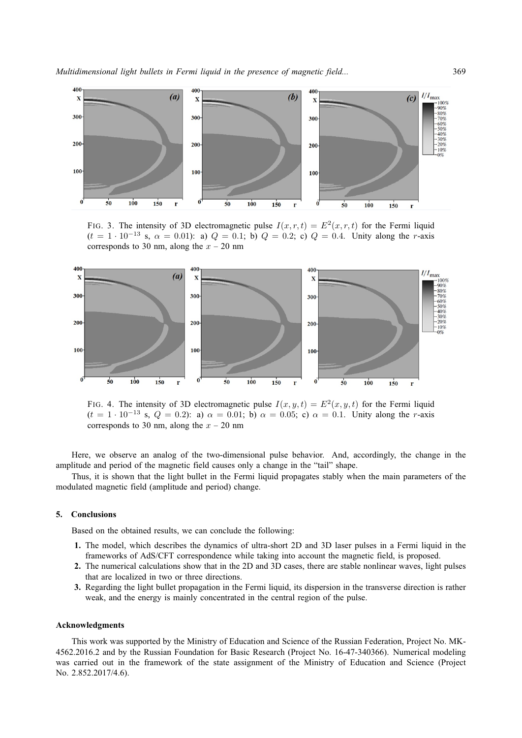FIG. 3. The intensity of 3D electromagnetic pulse $I(x, r, t) = E^2(x, r, t)$ for the Fermi liquid ($t = 1 \cdot 10^{-13}$ s, $\alpha = 0.01$): a) $Q = 0.1$; b) $Q = 0.2$; c) $Q = 0.4$. Unity along the $r$-axis corresponds to 30 nm, along the $x$ – 20 nm

FIG. 4. The intensity of 3D electromagnetic pulse $I(x, y, t) = E^2(x, y, t)$ for the Fermi liquid ($t = 1 \cdot 10^{-13}$ s, $Q = 0.2$): a) $\alpha = 0.01$; b) $\alpha = 0.05$; c) $\alpha = 0.1$. Unity along the $r$-axis corresponds to 30 nm, along the $x$ – 20 nm

Here, we observe an analog of the two-dimensional pulse behavior. And, accordingly, the change in the amplitude and period of the magnetic field causes only a change in the "tail" shape.

Thus, it is shown that the light bullet in the Fermi liquid propagates stably when the main parameters of the modulated magnetic field (amplitude and period) change.

## 5. Conclusions

Based on the obtained results, we can conclude the following:

1. The model, which describes the dynamics of ultra-short 2D and 3D laser pulses in a Fermi liquid in the frameworks of AdS/CFT correspondence while taking into account the magnetic field, is proposed.
2. The numerical calculations show that in the 2D and 3D cases, there are stable nonlinear waves, light pulses that are localized in two or three directions.
3. Regarding the light bullet propagation in the Fermi liquid, its dispersion in the transverse direction is rather weak, and the energy is mainly concentrated in the central region of the pulse.

## Acknowledgments

This work was supported by the Ministry of Education and Science of the Russian Federation, Project No. MK-4562.2016.2 and by the Russian Foundation for Basic Research (Project No. 16-47-340366). Numerical modeling was carried out in the framework of the state assignment of the Ministry of Education and Science (Project No. 2.852.2017/4.6).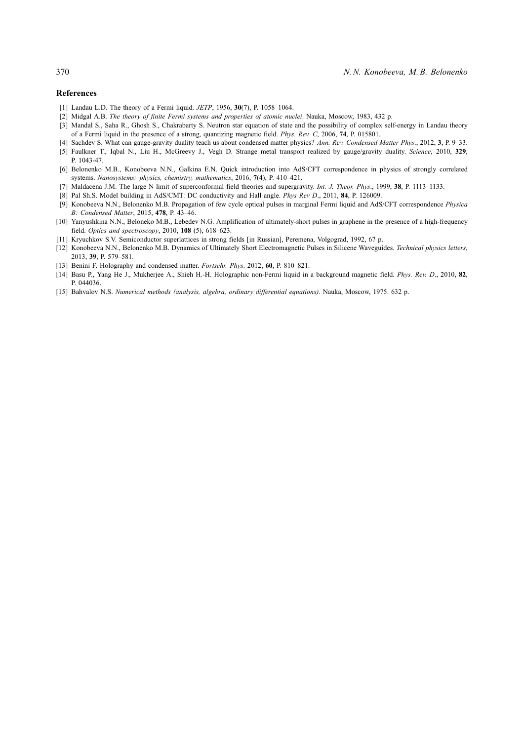## References

[1] Landau L.D. The theory of a Fermi liquid. *JETP*, 1956, **30**(7), P. 1058–1064.

[2] Midgal A.B. *The theory of finite Fermi systems and properties of atomic nuclei*. Nauka, Moscow, 1983, 432 p.

[3] Mandal S., Saha R., Ghosh S., Chakrabarty S. Neutron star equation of state and the possibility of complex self-energy in Landau theory of a Fermi liquid in the presence of a strong, quantizing magnetic field. *Phys. Rev. C*, 2006, **74**, P. 015801.

[4] Sachdev S. What can gauge-gravity duality teach us about condensed matter physics? *Ann. Rev. Condensed Matter Phys*., 2012, **3**, P. 9–33.

[5] Faulkner T., Iqbal N., Liu H., McGreevy J., Vegh D. Strange metal transport realized by gauge/gravity duality. *Science*, 2010, **329**, P. 1043-47.

[6] Belonenko M.B., Konobeeva N.N., Galkina E.N. Quick introduction into AdS/CFT correspondence in physics of strongly correlated systems. *Nanosystems: physics, chemistry, mathematics*, 2016, **7**(4), P. 410–421.

[7] Maldacena J.M. The large N limit of superconformal field theories and supergravity. *Int. J. Theor. Phys*., 1999, **38**, P. 1113–1133.

[8] Pal Sh.S. Model building in AdS/CMT: DC conductivity and Hall angle. *Phys Rev D*., 2011, **84**, P. 126009.

[9] Konobeeva N.N., Belonenko M.B. Propagation of few cycle optical pulses in marginal Fermi liquid and AdS/CFT correspondence *Physica B: Condensed Matter*, 2015, **478**, P. 43–46.

[10] Yanyushkina N.N., Beloneko M.B., Lebedev N.G. Amplification of ultimately-short pulses in graphene in the presence of a high-frequency field. *Optics and spectroscopy*, 2010, **108** (5), 618–623.

[11] Kryuchkov S.V. Semiconductor superlattices in strong fields [in Russian], Peremena, Volgograd, 1992, 67 p.

[12] Konobeeva N.N., Belonenko M.B. Dynamics of Ultimately Short Electromagnetic Pulses in Silicene Waveguides. *Technical physics letters*, 2013, **39**, P. 579–581.

[13] Benini F. Holography and condensed matter. *Fortschr. Phys*. 2012, **60**, P. 810–821.

[14] Basu P., Yang He J., Mukherjee A., Shieh H.-H. Holographic non-Fermi liquid in a background magnetic field. *Phys. Rev. D*., 2010, **82**, P. 044036.

[15] Bahvalov N.S. *Numerical methods (analysis, algebra, ordinary differential equations)*. Nauka, Moscow, 1975. 632 p.